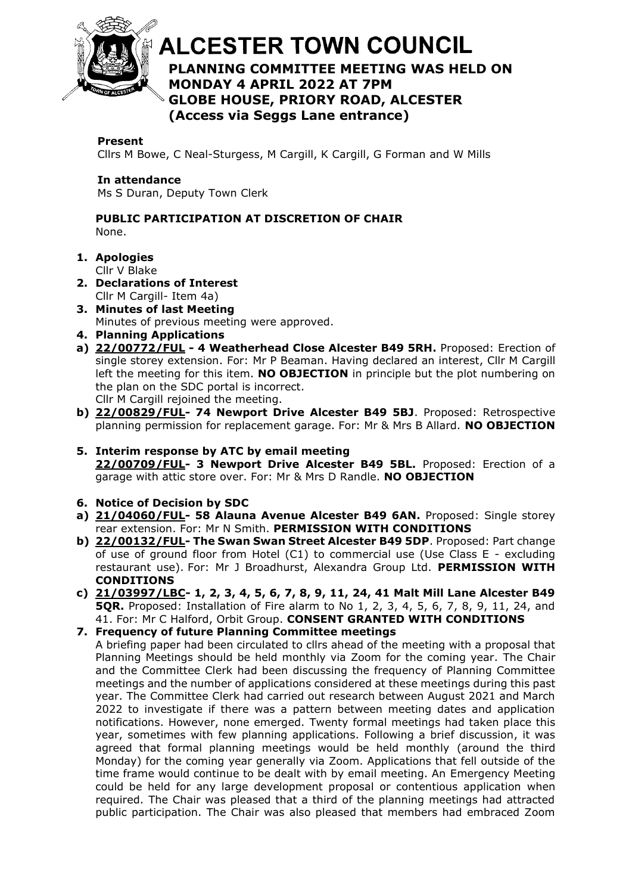# ALCESTER TOWN COUNCIL

## PLANNING COMMITTEE MEETING WAS HELD ON MONDAY 4 APRIL 2022 AT 7PM GLOBE HOUSE, PRIORY ROAD, ALCESTER (Access via Seggs Lane entrance)

**Present**
Cllrs M Bowe, C Neal-Sturgess, M Cargill, K Cargill, G Forman and W Mills

**In attendance**
Ms S Duran, Deputy Town Clerk

**PUBLIC PARTICIPATION AT DISCRETION OF CHAIR**
None.

1. **Apologies**
   Cllr V Blake
2. **Declarations of Interest**
   Cllr M Cargill- Item 4a)
3. **Minutes of last Meeting**
   Minutes of previous meeting were approved.
4. **Planning Applications**

a) **22/00772/FUL - 4 Weatherhead Close Alcester B49 5RH.** Proposed: Erection of single storey extension. For: Mr P Beaman. Having declared an interest, Cllr M Cargill left the meeting for this item. **NO OBJECTION** in principle but the plot numbering on the plan on the SDC portal is incorrect.
Cllr M Cargill rejoined the meeting.

b) **22/00829/FUL- 74 Newport Drive Alcester B49 5BJ**. Proposed: Retrospective planning permission for replacement garage. For: Mr & Mrs B Allard. **NO OBJECTION**

5. **Interim response by ATC by email meeting**
   **22/00709/FUL- 3 Newport Drive Alcester B49 5BL.** Proposed: Erection of a garage with attic store over. For: Mr & Mrs D Randle. **NO OBJECTION**

6. **Notice of Decision by SDC**

a) **21/04060/FUL- 58 Alauna Avenue Alcester B49 6AN.** Proposed: Single storey rear extension. For: Mr N Smith. **PERMISSION WITH CONDITIONS**

b) **22/00132/FUL- The Swan Swan Street Alcester B49 5DP**. Proposed: Part change of use of ground floor from Hotel (C1) to commercial use (Use Class E - excluding restaurant use). For: Mr J Broadhurst, Alexandra Group Ltd. **PERMISSION WITH CONDITIONS**

c) **21/03997/LBC- 1, 2, 3, 4, 5, 6, 7, 8, 9, 11, 24, 41 Malt Mill Lane Alcester B49 5QR.** Proposed: Installation of Fire alarm to No 1, 2, 3, 4, 5, 6, 7, 8, 9, 11, 24, and 41. For: Mr C Halford, Orbit Group. **CONSENT GRANTED WITH CONDITIONS**

7. **Frequency of future Planning Committee meetings**
   A briefing paper had been circulated to cllrs ahead of the meeting with a proposal that Planning Meetings should be held monthly via Zoom for the coming year. The Chair and the Committee Clerk had been discussing the frequency of Planning Committee meetings and the number of applications considered at these meetings during this past year. The Committee Clerk had carried out research between August 2021 and March 2022 to investigate if there was a pattern between meeting dates and application notifications. However, none emerged. Twenty formal meetings had taken place this year, sometimes with few planning applications. Following a brief discussion, it was agreed that formal planning meetings would be held monthly (around the third Monday) for the coming year generally via Zoom. Applications that fell outside of the time frame would continue to be dealt with by email meeting. An Emergency Meeting could be held for any large development proposal or contentious application when required. The Chair was pleased that a third of the planning meetings had attracted public participation. The Chair was also pleased that members had embraced Zoom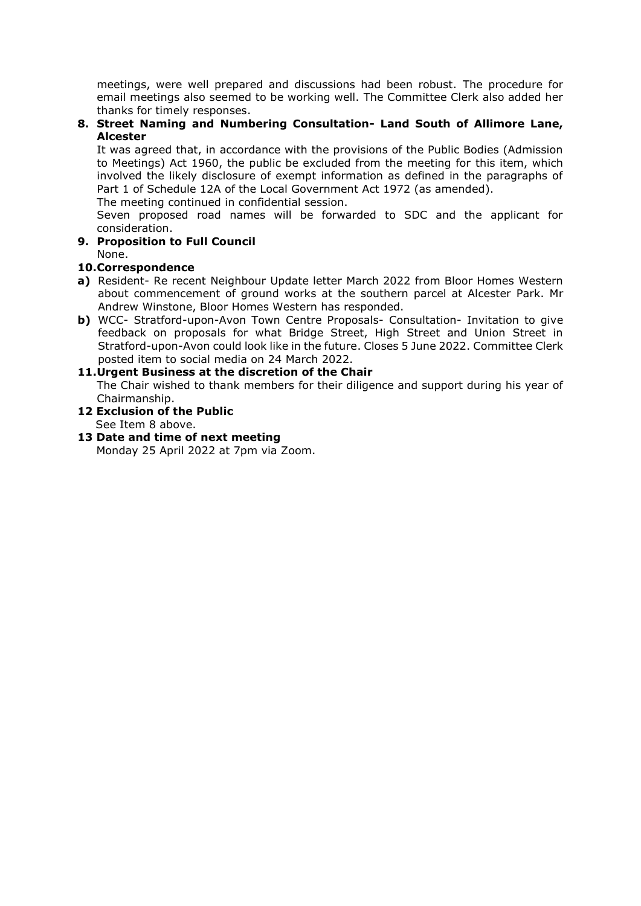meetings, were well prepared and discussions had been robust. The procedure for email meetings also seemed to be working well. The Committee Clerk also added her thanks for timely responses.

**8. Street Naming and Numbering Consultation- Land South of Allimore Lane, Alcester**

It was agreed that, in accordance with the provisions of the Public Bodies (Admission to Meetings) Act 1960, the public be excluded from the meeting for this item, which involved the likely disclosure of exempt information as defined in the paragraphs of Part 1 of Schedule 12A of the Local Government Act 1972 (as amended).

The meeting continued in confidential session.

Seven proposed road names will be forwarded to SDC and the applicant for consideration.

**9. Proposition to Full Council**

None.

**10. Correspondence**

**a)** Resident- Re recent Neighbour Update letter March 2022 from Bloor Homes Western about commencement of ground works at the southern parcel at Alcester Park. Mr Andrew Winstone, Bloor Homes Western has responded.

**b)** WCC- Stratford-upon-Avon Town Centre Proposals- Consultation- Invitation to give feedback on proposals for what Bridge Street, High Street and Union Street in Stratford-upon-Avon could look like in the future. Closes 5 June 2022. Committee Clerk posted item to social media on 24 March 2022.

**11. Urgent Business at the discretion of the Chair**

The Chair wished to thank members for their diligence and support during his year of Chairmanship.

**12 Exclusion of the Public**

See Item 8 above.

**13 Date and time of next meeting**

Monday 25 April 2022 at 7pm via Zoom.